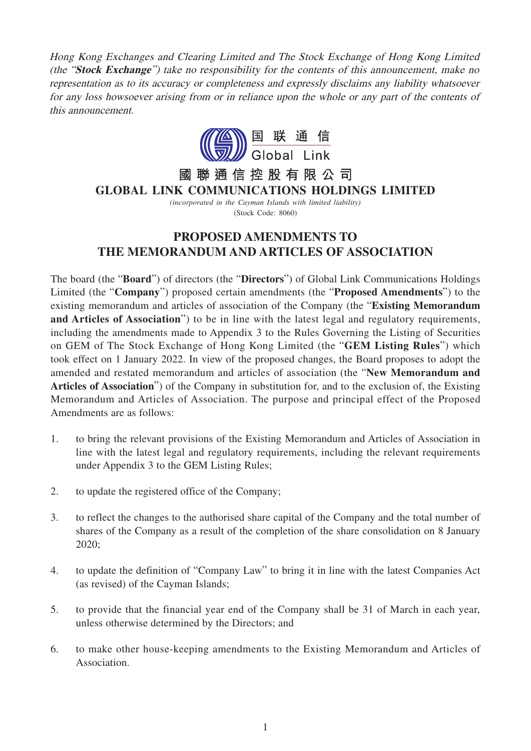*Hong Kong Exchanges and Clearing Limited and The Stock Exchange of Hong Kong Limited (the "**Stock Exchange**") take no responsibility for the contents of this announcement, make no representation as to its accuracy or completeness and expressly disclaims any liability whatsoever for any loss howsoever arising from or in reliance upon the whole or any part of the contents of this announcement.*

国联通信
Global Link

# 國聯通信控股有限公司
# GLOBAL LINK COMMUNICATIONS HOLDINGS LIMITED

*(incorporated in the Cayman Islands with limited liability)*
(Stock Code: 8060)

## PROPOSED AMENDMENTS TO THE MEMORANDUM AND ARTICLES OF ASSOCIATION

The board (the "**Board**") of directors (the "**Directors**") of Global Link Communications Holdings Limited (the "**Company**") proposed certain amendments (the "**Proposed Amendments**") to the existing memorandum and articles of association of the Company (the "**Existing Memorandum and Articles of Association**") to be in line with the latest legal and regulatory requirements, including the amendments made to Appendix 3 to the Rules Governing the Listing of Securities on GEM of The Stock Exchange of Hong Kong Limited (the "**GEM Listing Rules**") which took effect on 1 January 2022. In view of the proposed changes, the Board proposes to adopt the amended and restated memorandum and articles of association (the "**New Memorandum and Articles of Association**") of the Company in substitution for, and to the exclusion of, the Existing Memorandum and Articles of Association. The purpose and principal effect of the Proposed Amendments are as follows:

1. to bring the relevant provisions of the Existing Memorandum and Articles of Association in line with the latest legal and regulatory requirements, including the relevant requirements under Appendix 3 to the GEM Listing Rules;

2. to update the registered office of the Company;

3. to reflect the changes to the authorised share capital of the Company and the total number of shares of the Company as a result of the completion of the share consolidation on 8 January 2020;

4. to update the definition of "Company Law" to bring it in line with the latest Companies Act (as revised) of the Cayman Islands;

5. to provide that the financial year end of the Company shall be 31 of March in each year, unless otherwise determined by the Directors; and

6. to make other house-keeping amendments to the Existing Memorandum and Articles of Association.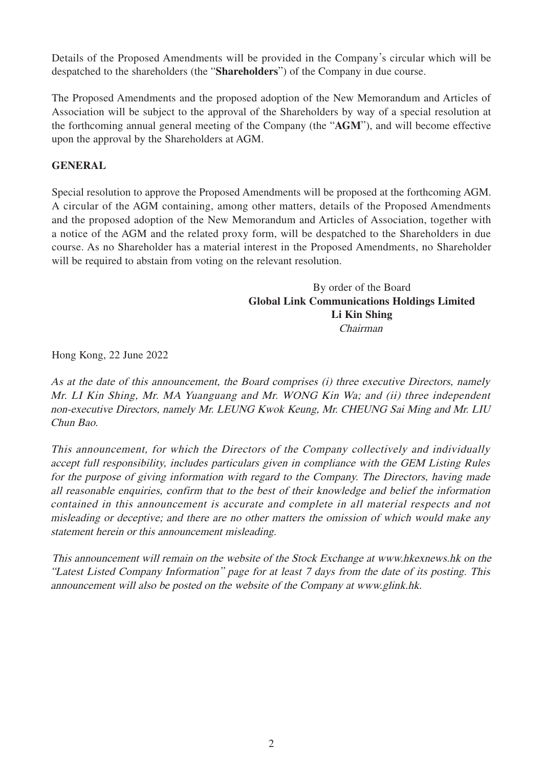Details of the Proposed Amendments will be provided in the Company's circular which will be despatched to the shareholders (the "**Shareholders**") of the Company in due course.

The Proposed Amendments and the proposed adoption of the New Memorandum and Articles of Association will be subject to the approval of the Shareholders by way of a special resolution at the forthcoming annual general meeting of the Company (the "**AGM**"), and will become effective upon the approval by the Shareholders at AGM.

## GENERAL

Special resolution to approve the Proposed Amendments will be proposed at the forthcoming AGM. A circular of the AGM containing, among other matters, details of the Proposed Amendments and the proposed adoption of the New Memorandum and Articles of Association, together with a notice of the AGM and the related proxy form, will be despatched to the Shareholders in due course. As no Shareholder has a material interest in the Proposed Amendments, no Shareholder will be required to abstain from voting on the relevant resolution.

By order of the Board
**Global Link Communications Holdings Limited**
**Li Kin Shing**
*Chairman*

Hong Kong, 22 June 2022

*As at the date of this announcement, the Board comprises (i) three executive Directors, namely Mr. LI Kin Shing, Mr. MA Yuanguang and Mr. WONG Kin Wa; and (ii) three independent non-executive Directors, namely Mr. LEUNG Kwok Keung, Mr. CHEUNG Sai Ming and Mr. LIU Chun Bao.*

*This announcement, for which the Directors of the Company collectively and individually accept full responsibility, includes particulars given in compliance with the GEM Listing Rules for the purpose of giving information with regard to the Company. The Directors, having made all reasonable enquiries, confirm that to the best of their knowledge and belief the information contained in this announcement is accurate and complete in all material respects and not misleading or deceptive; and there are no other matters the omission of which would make any statement herein or this announcement misleading.*

*This announcement will remain on the website of the Stock Exchange at www.hkexnews.hk on the "Latest Listed Company Information" page for at least 7 days from the date of its posting. This announcement will also be posted on the website of the Company at www.glink.hk.*